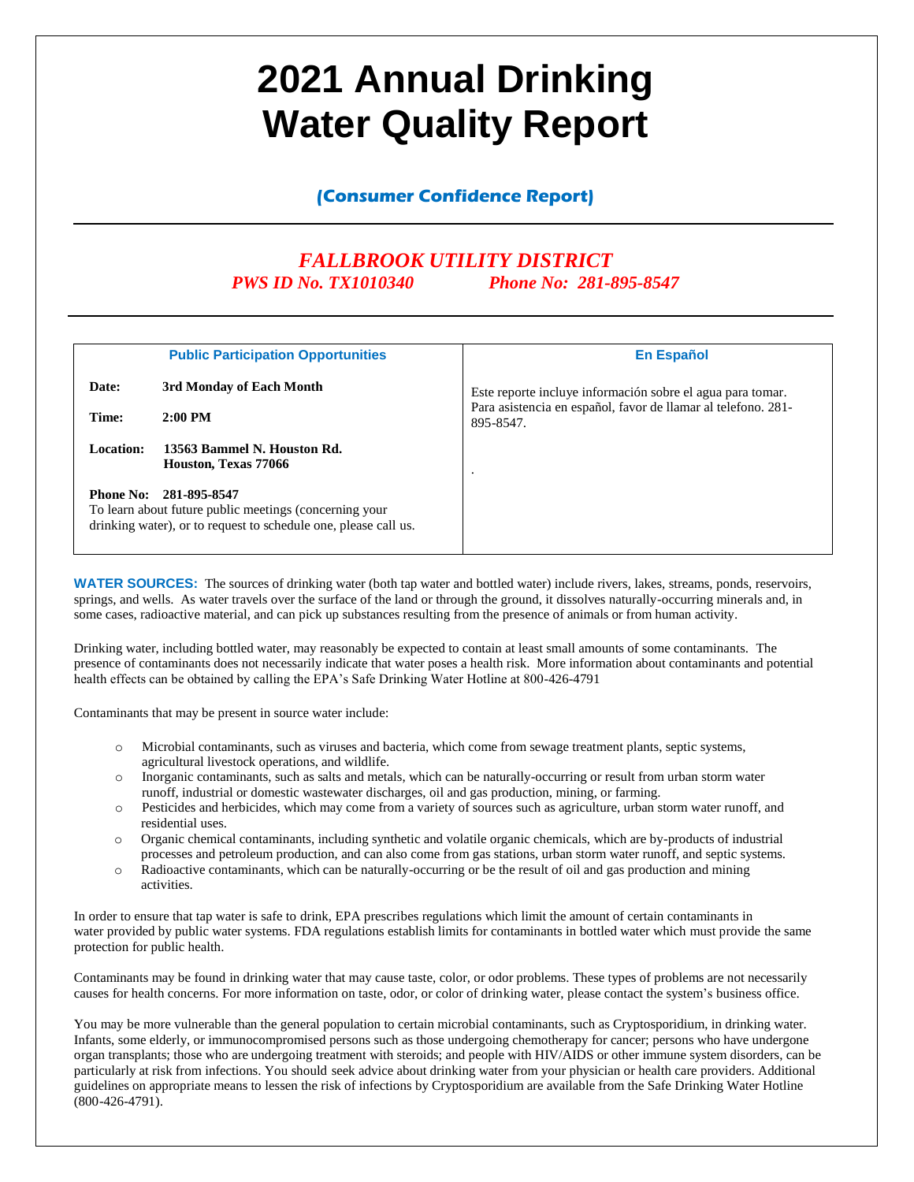# 2021 Annual Drinking Water Quality Report

## (Consumer Confidence Report)

## *FALLBROOK UTILITY DISTRICT*

***PWS ID No. TX1010340*** ***Phone No: 281-895-8547***

| Public Participation Opportunities | En Español |
|---|---|
| **Date:** **3rd Monday of Each Month**<br>**Time:** **2:00 PM**<br>**Location:** **13563 Bammel N. Houston Rd. Houston, Texas 77066**<br>**Phone No:** **281-895-8547**<br>To learn about future public meetings (concerning your drinking water), or to request to schedule one, please call us. | Este reporte incluye información sobre el agua para tomar. Para asistencia en español, favor de llamar al telefono. 281-895-8547.<br><br>. |

**WATER SOURCES:** The sources of drinking water (both tap water and bottled water) include rivers, lakes, streams, ponds, reservoirs, springs, and wells. As water travels over the surface of the land or through the ground, it dissolves naturally-occurring minerals and, in some cases, radioactive material, and can pick up substances resulting from the presence of animals or from human activity.

Drinking water, including bottled water, may reasonably be expected to contain at least small amounts of some contaminants. The presence of contaminants does not necessarily indicate that water poses a health risk. More information about contaminants and potential health effects can be obtained by calling the EPA's Safe Drinking Water Hotline at 800-426-4791

Contaminants that may be present in source water include:

- Microbial contaminants, such as viruses and bacteria, which come from sewage treatment plants, septic systems, agricultural livestock operations, and wildlife.
- Inorganic contaminants, such as salts and metals, which can be naturally-occurring or result from urban storm water runoff, industrial or domestic wastewater discharges, oil and gas production, mining, or farming.
- Pesticides and herbicides, which may come from a variety of sources such as agriculture, urban storm water runoff, and residential uses.
- Organic chemical contaminants, including synthetic and volatile organic chemicals, which are by-products of industrial processes and petroleum production, and can also come from gas stations, urban storm water runoff, and septic systems.
- Radioactive contaminants, which can be naturally-occurring or be the result of oil and gas production and mining activities.

In order to ensure that tap water is safe to drink, EPA prescribes regulations which limit the amount of certain contaminants in water provided by public water systems. FDA regulations establish limits for contaminants in bottled water which must provide the same protection for public health.

Contaminants may be found in drinking water that may cause taste, color, or odor problems. These types of problems are not necessarily causes for health concerns. For more information on taste, odor, or color of drinking water, please contact the system's business office.

You may be more vulnerable than the general population to certain microbial contaminants, such as Cryptosporidium, in drinking water. Infants, some elderly, or immunocompromised persons such as those undergoing chemotherapy for cancer; persons who have undergone organ transplants; those who are undergoing treatment with steroids; and people with HIV/AIDS or other immune system disorders, can be particularly at risk from infections. You should seek advice about drinking water from your physician or health care providers. Additional guidelines on appropriate means to lessen the risk of infections by Cryptosporidium are available from the Safe Drinking Water Hotline (800-426-4791).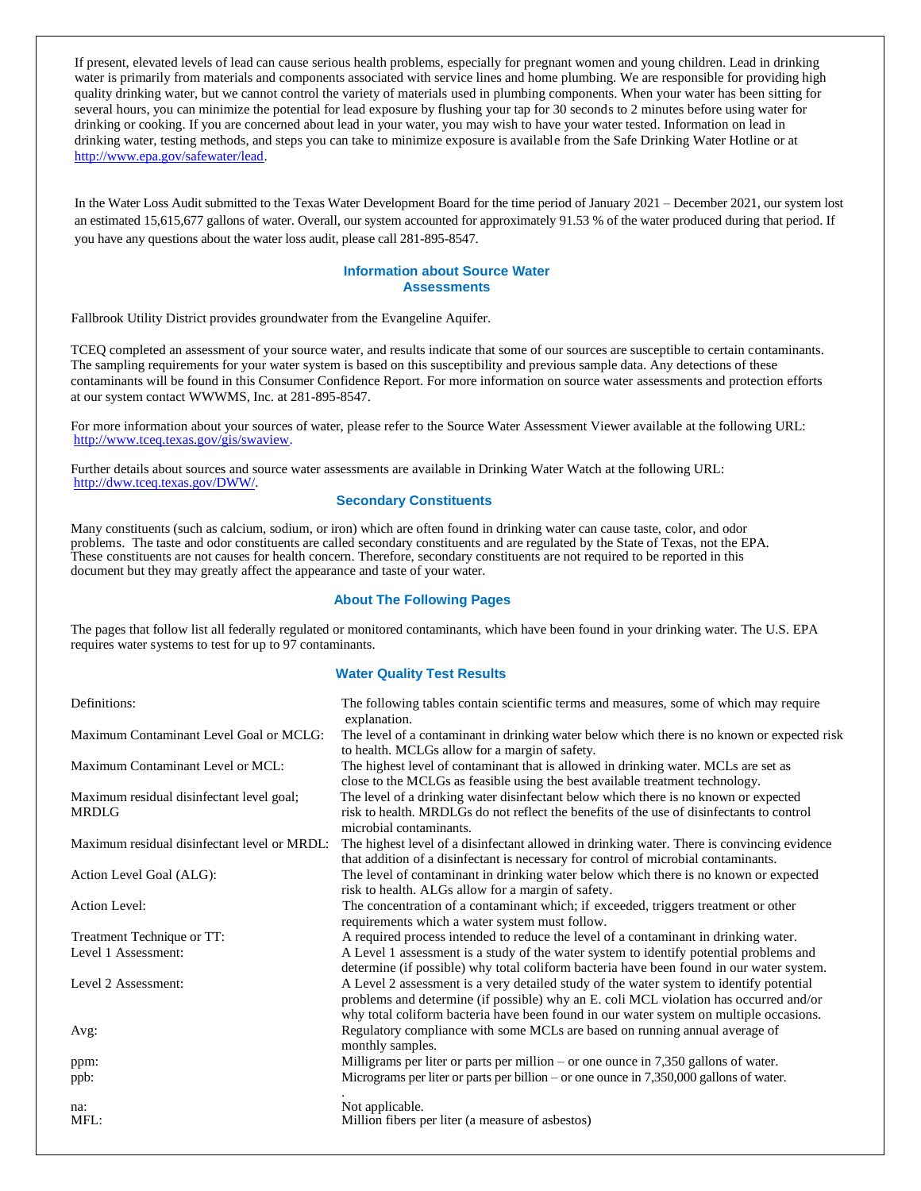If present, elevated levels of lead can cause serious health problems, especially for pregnant women and young children. Lead in drinking water is primarily from materials and components associated with service lines and home plumbing. We are responsible for providing high quality drinking water, but we cannot control the variety of materials used in plumbing components. When your water has been sitting for several hours, you can minimize the potential for lead exposure by flushing your tap for 30 seconds to 2 minutes before using water for drinking or cooking. If you are concerned about lead in your water, you may wish to have your water tested. Information on lead in drinking water, testing methods, and steps you can take to minimize exposure is available from the Safe Drinking Water Hotline or at http://www.epa.gov/safewater/lead.

In the Water Loss Audit submitted to the Texas Water Development Board for the time period of January 2021 – December 2021, our system lost an estimated 15,615,677 gallons of water. Overall, our system accounted for approximately 91.53 % of the water produced during that period. If you have any questions about the water loss audit, please call 281-895-8547.

## Information about Source Water Assessments

Fallbrook Utility District provides groundwater from the Evangeline Aquifer.

TCEQ completed an assessment of your source water, and results indicate that some of our sources are susceptible to certain contaminants. The sampling requirements for your water system is based on this susceptibility and previous sample data. Any detections of these contaminants will be found in this Consumer Confidence Report. For more information on source water assessments and protection efforts at our system contact WWWMS, Inc. at 281-895-8547.

For more information about your sources of water, please refer to the Source Water Assessment Viewer available at the following URL: http://www.tceq.texas.gov/gis/swaview.

Further details about sources and source water assessments are available in Drinking Water Watch at the following URL: http://dww.tceq.texas.gov/DWW/.

## Secondary Constituents

Many constituents (such as calcium, sodium, or iron) which are often found in drinking water can cause taste, color, and odor problems. The taste and odor constituents are called secondary constituents and are regulated by the State of Texas, not the EPA. These constituents are not causes for health concern. Therefore, secondary constituents are not required to be reported in this document but they may greatly affect the appearance and taste of your water.

## About The Following Pages

The pages that follow list all federally regulated or monitored contaminants, which have been found in your drinking water. The U.S. EPA requires water systems to test for up to 97 contaminants.

## Water Quality Test Results

| | |
|---|---|
| Definitions: | The following tables contain scientific terms and measures, some of which may require explanation. |
| Maximum Contaminant Level Goal or MCLG: | The level of a contaminant in drinking water below which there is no known or expected risk to health. MCLGs allow for a margin of safety. |
| Maximum Contaminant Level or MCL: | The highest level of contaminant that is allowed in drinking water. MCLs are set as close to the MCLGs as feasible using the best available treatment technology. |
| Maximum residual disinfectant level goal; MRDLG | The level of a drinking water disinfectant below which there is no known or expected risk to health. MRDLGs do not reflect the benefits of the use of disinfectants to control microbial contaminants. |
| Maximum residual disinfectant level or MRDL: | The highest level of a disinfectant allowed in drinking water. There is convincing evidence that addition of a disinfectant is necessary for control of microbial contaminants. |
| Action Level Goal (ALG): | The level of contaminant in drinking water below which there is no known or expected risk to health. ALGs allow for a margin of safety. |
| Action Level: | The concentration of a contaminant which; if exceeded, triggers treatment or other requirements which a water system must follow. |
| Treatment Technique or TT: | A required process intended to reduce the level of a contaminant in drinking water. |
| Level 1 Assessment: | A Level 1 assessment is a study of the water system to identify potential problems and determine (if possible) why total coliform bacteria have been found in our water system. |
| Level 2 Assessment: | A Level 2 assessment is a very detailed study of the water system to identify potential problems and determine (if possible) why an E. coli MCL violation has occurred and/or why total coliform bacteria have been found in our water system on multiple occasions. |
| Avg: | Regulatory compliance with some MCLs are based on running annual average of monthly samples. |
| ppm: | Milligrams per liter or parts per million – or one ounce in 7,350 gallons of water. |
| ppb: | Micrograms per liter or parts per billion – or one ounce in 7,350,000 gallons of water. |
| na: | Not applicable. |
| MFL: | Million fibers per liter (a measure of asbestos) |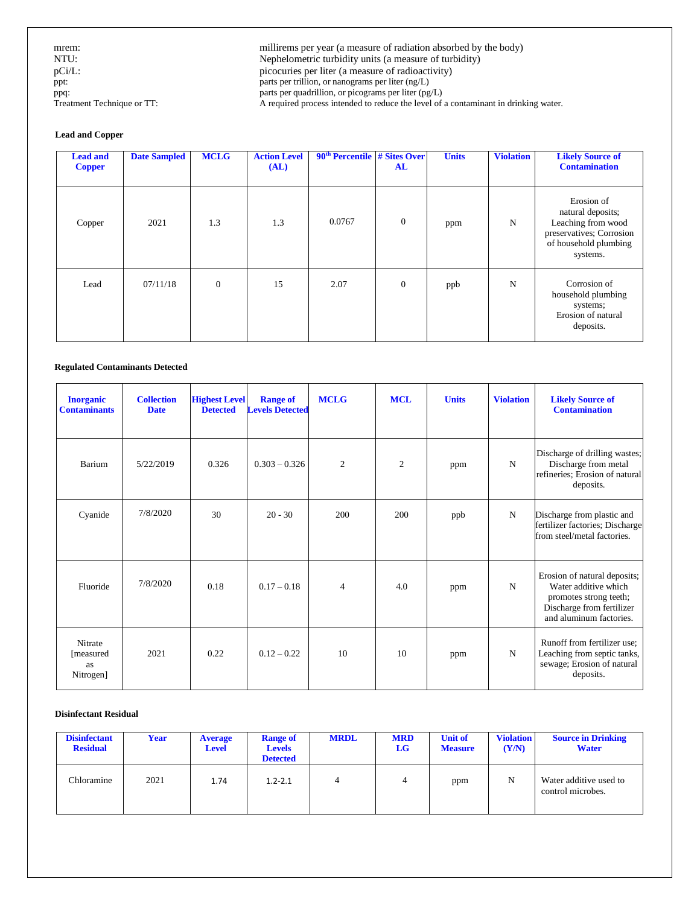| | |
|---|---|
| mrem: | millirems per year (a measure of radiation absorbed by the body) |
| NTU: | Nephelometric turbidity units (a measure of turbidity) |
| pCi/L: | picocuries per liter (a measure of radioactivity) |
| ppt: | parts per trillion, or nanograms per liter (ng/L) |
| ppq: | parts per quadrillion, or picograms per liter (pg/L) |
| Treatment Technique or TT: | A required process intended to reduce the level of a contaminant in drinking water. |

**Lead and Copper**

| Lead and Copper | Date Sampled | MCLG | Action Level (AL) | 90th Percentile | # Sites Over AL | Units | Violation | Likely Source of Contamination |
|---|---|---|---|---|---|---|---|---|
| Copper | 2021 | 1.3 | 1.3 | 0.0767 | 0 | ppm | N | Erosion of natural deposits; Leaching from wood preservatives; Corrosion of household plumbing systems. |
| Lead | 07/11/18 | 0 | 15 | 2.07 | 0 | ppb | N | Corrosion of household plumbing systems; Erosion of natural deposits. |

**Regulated Contaminants Detected**

| Inorganic Contaminants | Collection Date | Highest Level Detected | Range of Levels Detected | MCLG | MCL | Units | Violation | Likely Source of Contamination |
|---|---|---|---|---|---|---|---|---|
| Barium | 5/22/2019 | 0.326 | 0.303 – 0.326 | 2 | 2 | ppm | N | Discharge of drilling wastes; Discharge from metal refineries; Erosion of natural deposits. |
| Cyanide | 7/8/2020 | 30 | 20 - 30 | 200 | 200 | ppb | N | Discharge from plastic and fertilizer factories; Discharge from steel/metal factories. |
| Fluoride | 7/8/2020 | 0.18 | 0.17 – 0.18 | 4 | 4.0 | ppm | N | Erosion of natural deposits; Water additive which promotes strong teeth; Discharge from fertilizer and aluminum factories. |
| Nitrate [measured as Nitrogen] | 2021 | 0.22 | 0.12 – 0.22 | 10 | 10 | ppm | N | Runoff from fertilizer use; Leaching from septic tanks, sewage; Erosion of natural deposits. |

**Disinfectant Residual**

| Disinfectant Residual | Year | Average Level | Range of Levels Detected | MRDL | MRD LG | Unit of Measure | Violation (Y/N) | Source in Drinking Water |
|---|---|---|---|---|---|---|---|---|
| Chloramine | 2021 | 1.74 | 1.2-2.1 | 4 | 4 | ppm | N | Water additive used to control microbes. |